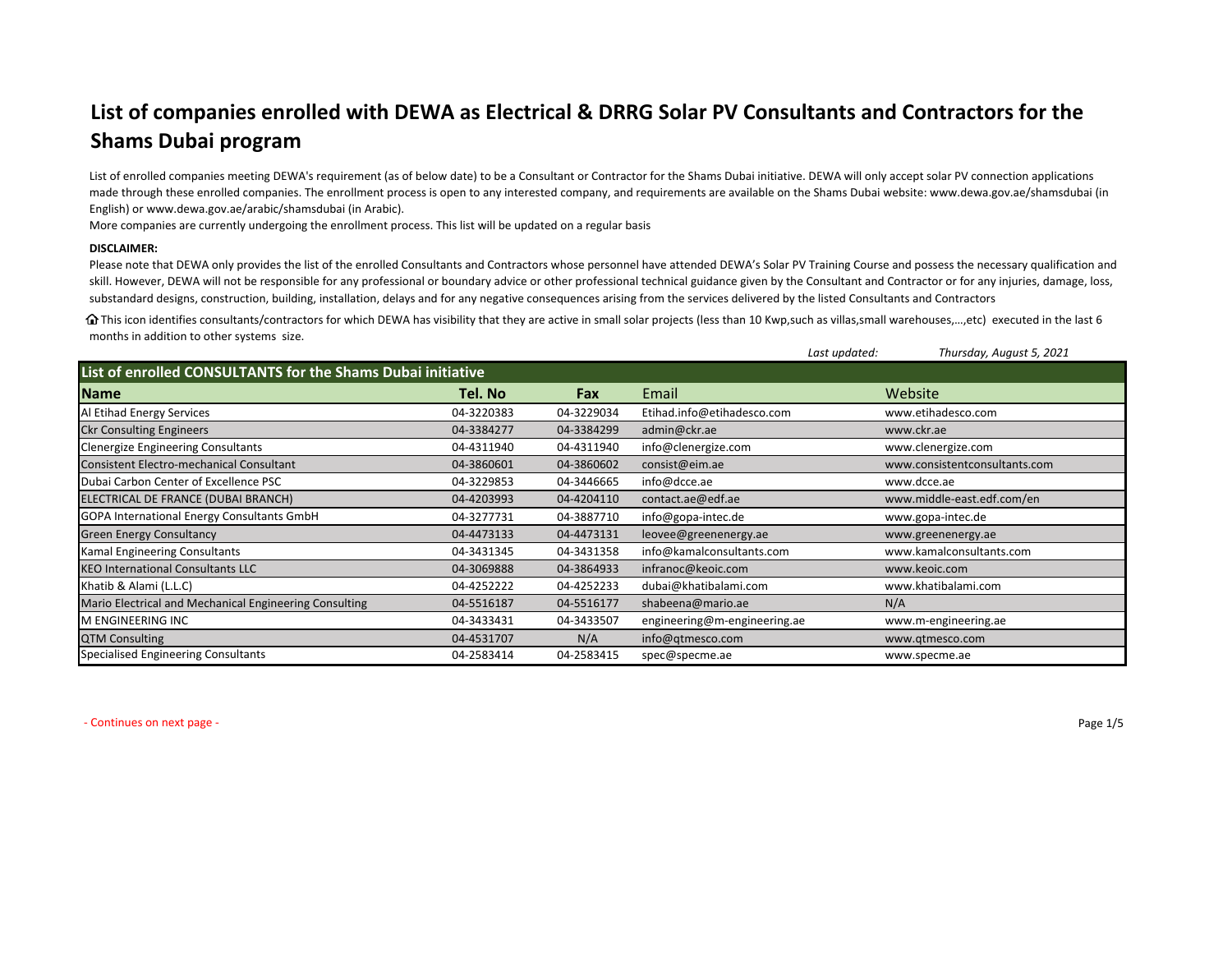# List of companies enrolled with DEWA as Electrical & DRRG Solar PV Consultants and Contractors for the Shams Dubai program

List of enrolled companies meeting DEWA's requirement (as of below date) to be a Consultant or Contractor for the Shams Dubai initiative. DEWA will only accept solar PV connection applications made through these enrolled companies. The enrollment process is open to any interested company, and requirements are available on the Shams Dubai website: www.dewa.gov.ae/shamsdubai (in English) or www.dewa.gov.ae/arabic/shamsdubai (in Arabic).

More companies are currently undergoing the enrollment process. This list will be updated on a regular basis

**DISCLAIMER:**

Please note that DEWA only provides the list of the enrolled Consultants and Contractors whose personnel have attended DEWA's Solar PV Training Course and possess the necessary qualification and skill. However, DEWA will not be responsible for any professional or boundary advice or other professional technical guidance given by the Consultant and Contractor or for any injuries, damage, loss, substandard designs, construction, building, installation, delays and for any negative consequences arising from the services delivered by the listed Consultants and Contractors

🏠 This icon identifies consultants/contractors for which DEWA has visibility that they are active in small solar projects (less than 10 Kwp,such as villas,small warehouses,…,etc) executed in the last 6 months in addition to other systems size.

*Last updated:* *Thursday, August 5, 2021*

## List of enrolled CONSULTANTS for the Shams Dubai initiative

| Name | Tel. No | Fax | Email | Website |
|---|---|---|---|---|
| Al Etihad Energy Services | 04-3220383 | 04-3229034 | Etihad.info@etihadesco.com | www.etihadesco.com |
| Ckr Consulting Engineers | 04-3384277 | 04-3384299 | admin@ckr.ae | www.ckr.ae |
| Clenergize Engineering Consultants | 04-4311940 | 04-4311940 | info@clenergize.com | www.clenergize.com |
| Consistent Electro-mechanical Consultant | 04-3860601 | 04-3860602 | consist@eim.ae | www.consistentconsultants.com |
| Dubai Carbon Center of Excellence PSC | 04-3229853 | 04-3446665 | info@dcce.ae | www.dcce.ae |
| ELECTRICAL DE FRANCE (DUBAI BRANCH) | 04-4203993 | 04-4204110 | contact.ae@edf.ae | www.middle-east.edf.com/en |
| GOPA International Energy Consultants GmbH | 04-3277731 | 04-3887710 | info@gopa-intec.de | www.gopa-intec.de |
| Green Energy Consultancy | 04-4473133 | 04-4473131 | leovee@greenenergy.ae | www.greenenergy.ae |
| Kamal Engineering Consultants | 04-3431345 | 04-3431358 | info@kamalconsultants.com | www.kamalconsultants.com |
| KEO International Consultants LLC | 04-3069888 | 04-3864933 | infranoc@keoic.com | www.keoic.com |
| Khatib & Alami (L.L.C) | 04-4252222 | 04-4252233 | dubai@khatibalami.com | www.khatibalami.com |
| Mario Electrical and Mechanical Engineering Consulting | 04-5516187 | 04-5516177 | shabeena@mario.ae | N/A |
| M ENGINEERING INC | 04-3433431 | 04-3433507 | engineering@m-engineering.ae | www.m-engineering.ae |
| QTM Consulting | 04-4531707 | N/A | info@qtmesco.com | www.qtmesco.com |
| Specialised Engineering Consultants | 04-2583414 | 04-2583415 | spec@specme.ae | www.specme.ae |

- Continues on next page -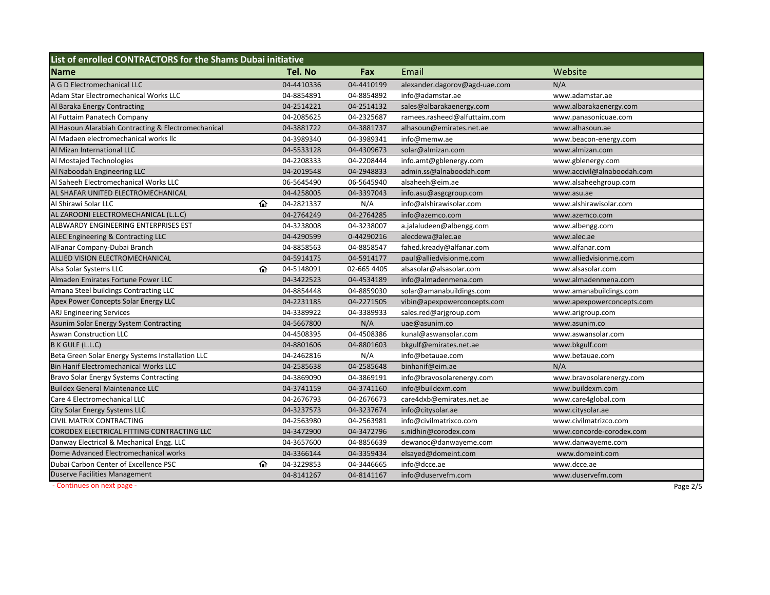| List of enrolled CONTRACTORS for the Shams Dubai initiative | | | | |
|---|---|---|---|---|
| **Name** | **Tel. No** | **Fax** | **Email** | **Website** |
| A G D Electromechanical LLC | 04-4410336 | 04-4410199 | alexander.dagorov@agd-uae.com | N/A |
| Adam Star Electromechanical Works LLC | 04-8854891 | 04-8854892 | info@adamstar.ae | www.adamstar.ae |
| Al Baraka Energy Contracting | 04-2514221 | 04-2514132 | sales@albarakaenergy.com | www.albarakaenergy.com |
| Al Futtaim Panatech Company | 04-2085625 | 04-2325687 | ramees.rasheed@alfuttaim.com | www.panasonicuae.com |
| Al Hasoun Alarabiah Contracting & Electromechanical | 04-3881722 | 04-3881737 | alhasoun@emirates.net.ae | www.alhasoun.ae |
| Al Madaen electromechanical works llc | 04-3989340 | 04-3989341 | info@memw.ae | www.beacon-energy.com |
| Al Mizan International LLC | 04-5533128 | 04-4309673 | solar@almizan.com | www.almizan.com |
| Al Mostajed Technologies | 04-2208333 | 04-2208444 | info.amt@gblenergy.com | www.gblenergy.com |
| Al Naboodah Engineering LLC | 04-2019548 | 04-2948833 | admin.ss@alnaboodah.com | www.accivil@alnaboodah.com |
| Al Saheeh Electromechanical Works LLC | 06-5645490 | 06-5645940 | alsaheeh@eim.ae | www.alsaheehgroup.com |
| AL SHAFAR UNITED ELECTROMECHANICAL | 04-4258005 | 04-3397043 | info.asu@asgcgroup.com | www.asu.ae |
| Al Shirawi Solar LLC 🏠 | 04-2821337 | N/A | info@alshirawisolar.com | www.alshirawisolar.com |
| AL ZAROONI ELECTROMECHANICAL (L.L.C) | 04-2764249 | 04-2764285 | info@azemco.com | www.azemco.com |
| ALBWARDY ENGINEERING ENTERPRISES EST | 04-3238008 | 04-3238007 | a.jalaludeen@albengg.com | www.albengg.com |
| ALEC Engineering & Contracting LLC | 04-4290599 | 0-44290216 | alecdewa@alec.ae | www.alec.ae |
| AlFanar Company-Dubai Branch | 04-8858563 | 04-8858547 | fahed.kready@alfanar.com | www.alfanar.com |
| ALLIED VISION ELECTROMECHANICAL | 04-5914175 | 04-5914177 | paul@alliedvisionme.com | www.alliedvisionme.com |
| Alsa Solar Systems LLC 🏠 | 04-5148091 | 02-665 4405 | alsasolar@alsasolar.com | www.alsasolar.com |
| Almaden Emirates Fortune Power LLC | 04-3422523 | 04-4534189 | info@almadenmena.com | www.almadenmena.com |
| Amana Steel buildings Contracting LLC | 04-8854448 | 04-8859030 | solar@amanabuildings.com | www.amanabuildings.com |
| Apex Power Concepts Solar Energy LLC | 04-2231185 | 04-2271505 | vibin@apexpowerconcepts.com | www.apexpowerconcepts.com |
| ARJ Engineering Services | 04-3389922 | 04-3389933 | sales.red@arjgroup.com | www.arjgroup.com |
| Asunim Solar Energy System Contracting | 04-5667800 | N/A | uae@asunim.co | www.asunim.co |
| Aswan Construction LLC | 04-4508395 | 04-4508386 | kunal@aswansolar.com | www.aswansolar.com |
| B K GULF (L.L.C) | 04-8801606 | 04-8801603 | bkgulf@emirates.net.ae | www.bkgulf.com |
| Beta Green Solar Energy Systems Installation LLC | 04-2462816 | N/A | info@betauae.com | www.betauae.com |
| Bin Hanif Electromechanical Works LLC | 04-2585638 | 04-2585648 | binhanif@eim.ae | N/A |
| Bravo Solar Energy Systems Contracting | 04-3869090 | 04-3869191 | info@bravosolarenergy.com | www.bravosolarenergy.com |
| Buildex General Maintenance LLC | 04-3741159 | 04-3741160 | info@buildexm.com | www.buildexm.com |
| Care 4 Electromechanical LLC | 04-2676793 | 04-2676673 | care4dxb@emirates.net.ae | www.care4global.com |
| City Solar Energy Systems LLC | 04-3237573 | 04-3237674 | info@citysolar.ae | www.citysolar.ae |
| CIVIL MATRIX CONTRACTING | 04-2563980 | 04-2563981 | info@civilmatrixco.com | www.civilmatrizco.com |
| CORODEX ELECTRICAL FITTING CONTRACTING LLC | 04-3472900 | 04-3472796 | s.nidhin@corodex.com | www.concorde-corodex.com |
| Danway Electrical & Mechanical Engg. LLC | 04-3657600 | 04-8856639 | dewanoc@danwayeme.com | www.danwayeme.com |
| Dome Advanced Electromechanical works | 04-3366144 | 04-3359434 | elsayed@domeint.com | www.domeint.com |
| Dubai Carbon Center of Excellence PSC 🏠 | 04-3229853 | 04-3446665 | info@dcce.ae | www.dcce.ae |
| Duserve Facilities Management | 04-8141267 | 04-8141167 | info@duservefm.com | www.duservefm.com |

- Continues on next page -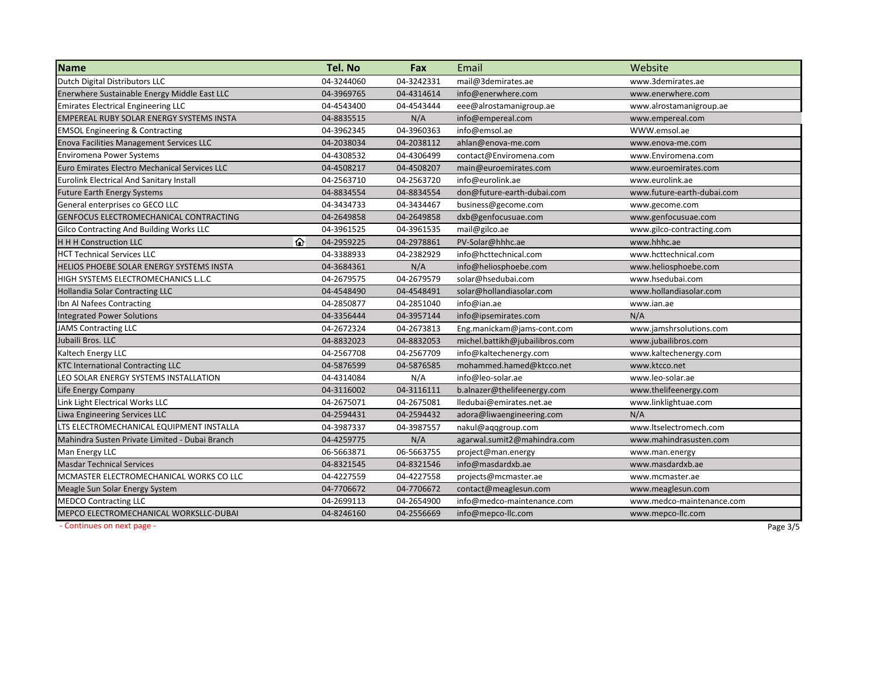| Name | Tel. No | Fax | Email | Website |
|---|---|---|---|---|
| Dutch Digital Distributors LLC | 04-3244060 | 04-3242331 | mail@3demirates.ae | www.3demirates.ae |
| Enerwhere Sustainable Energy Middle East LLC | 04-3969765 | 04-4314614 | info@enerwhere.com | www.enerwhere.com |
| Emirates Electrical Engineering LLC | 04-4543400 | 04-4543444 | eee@alrostamanigroup.ae | www.alrostamanigroup.ae |
| EMPEREAL RUBY SOLAR ENERGY SYSTEMS INSTA | 04-8835515 | N/A | info@empereal.com | www.empereal.com |
| EMSOL Engineering & Contracting | 04-3962345 | 04-3960363 | info@emsol.ae | WWW.emsol.ae |
| Enova Facilities Management Services LLC | 04-2038034 | 04-2038112 | ahlan@enova-me.com | www.enova-me.com |
| Enviromena Power Systems | 04-4308532 | 04-4306499 | contact@Enviromena.com | www.Enviromena.com |
| Euro Emirates Electro Mechanical Services LLC | 04-4508217 | 04-4508207 | main@euroemirates.com | www.euroemirates.com |
| Eurolink Electrical And Sanitary Install | 04-2563710 | 04-2563720 | info@eurolink.ae | www.eurolink.ae |
| Future Earth Energy Systems | 04-8834554 | 04-8834554 | don@future-earth-dubai.com | www.future-earth-dubai.com |
| General enterprises co GECO LLC | 04-3434733 | 04-3434467 | business@gecome.com | www.gecome.com |
| GENFOCUS ELECTROMECHANICAL CONTRACTING | 04-2649858 | 04-2649858 | dxb@genfocusuae.com | www.genfocusuae.com |
| Gilco Contracting And Building Works LLC | 04-3961525 | 04-3961535 | mail@gilco.ae | www.gilco-contracting.com |
| H H H Construction LLC 🏠 | 04-2959225 | 04-2978861 | PV-Solar@hhhc.ae | www.hhhc.ae |
| HCT Technical Services LLC | 04-3388933 | 04-2382929 | info@hcttechnical.com | www.hcttechnical.com |
| HELIOS PHOEBE SOLAR ENERGY SYSTEMS INSTA | 04-3684361 | N/A | info@heliosphoebe.com | www.heliosphoebe.com |
| HIGH SYSTEMS ELECTROMECHANICS L.L.C | 04-2679575 | 04-2679579 | solar@hsedubai.com | www.hsedubai.com |
| Hollandia Solar Contracting LLC | 04-4548490 | 04-4548491 | solar@hollandiasolar.com | www.hollandiasolar.com |
| Ibn Al Nafees Contracting | 04-2850877 | 04-2851040 | info@ian.ae | www.ian.ae |
| Integrated Power Solutions | 04-3356444 | 04-3957144 | info@ipsemirates.com | N/A |
| JAMS Contracting LLC | 04-2672324 | 04-2673813 | Eng.manickam@jams-cont.com | www.jamshrsolutions.com |
| Jubaili Bros. LLC | 04-8832023 | 04-8832053 | michel.battikh@jubailibros.com | www.jubailibros.com |
| Kaltech Energy LLC | 04-2567708 | 04-2567709 | info@kaltechenergy.com | www.kaltechenergy.com |
| KTC International Contracting LLC | 04-5876599 | 04-5876585 | mohammed.hamed@ktcco.net | www.ktcco.net |
| LEO SOLAR ENERGY SYSTEMS INSTALLATION | 04-4314084 | N/A | info@leo-solar.ae | www.leo-solar.ae |
| Life Energy Company | 04-3116002 | 04-3116111 | b.alnazer@thelifeenergy.com | www.thelifeenergy.com |
| Link Light Electrical Works LLC | 04-2675071 | 04-2675081 | lledubai@emirates.net.ae | www.linklightuae.com |
| Liwa Engineering Services LLC | 04-2594431 | 04-2594432 | adora@liwaengineering.com | N/A |
| LTS ELECTROMECHANICAL EQUIPMENT INSTALLA | 04-3987337 | 04-3987557 | nakul@aqqgroup.com | www.ltselectromech.com |
| Mahindra Susten Private Limited - Dubai Branch | 04-4259775 | N/A | agarwal.sumit2@mahindra.com | www.mahindrasusten.com |
| Man Energy LLC | 06-5663871 | 06-5663755 | project@man.energy | www.man.energy |
| Masdar Technical Services | 04-8321545 | 04-8321546 | info@masdardxb.ae | www.masdardxb.ae |
| MCMASTER ELECTROMECHANICAL WORKS CO LLC | 04-4227559 | 04-4227558 | projects@mcmaster.ae | www.mcmaster.ae |
| Meagle Sun Solar Energy System | 04-7706672 | 04-7706672 | contact@meaglesun.com | www.meaglesun.com |
| MEDCO Contracting LLC | 04-2699113 | 04-2654900 | info@medco-maintenance.com | www.medco-maintenance.com |
| MEPCO ELECTROMECHANICAL WORKSLLC-DUBAI | 04-8246160 | 04-2556669 | info@mepco-llc.com | www.mepco-llc.com |

- Continues on next page -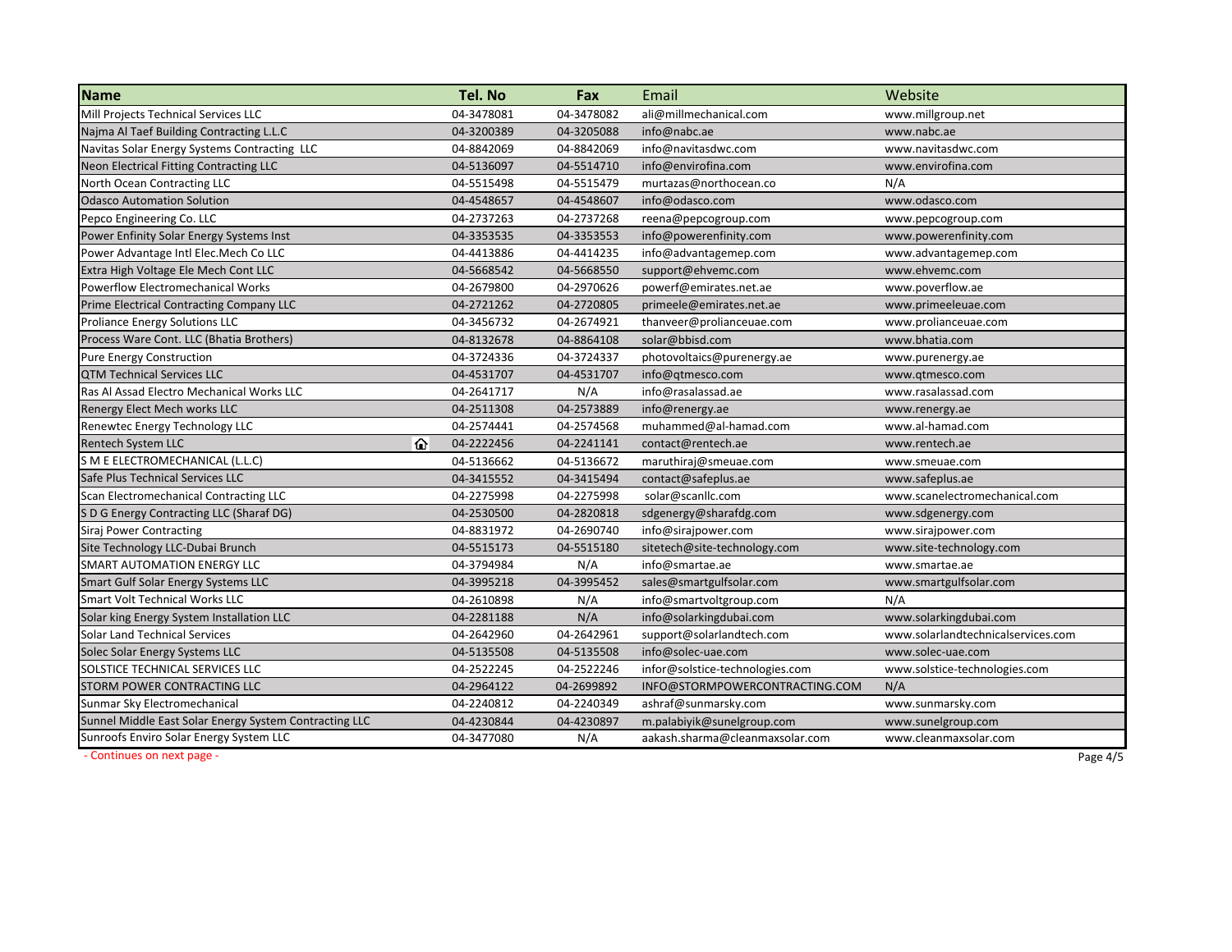| Name | Tel. No | Fax | Email | Website |
|---|---|---|---|---|
| Mill Projects Technical Services LLC | 04-3478081 | 04-3478082 | ali@millmechanical.com | www.millgroup.net |
| Najma Al Taef Building Contracting L.L.C | 04-3200389 | 04-3205088 | info@nabc.ae | www.nabc.ae |
| Navitas Solar Energy Systems Contracting LLC | 04-8842069 | 04-8842069 | info@navitasdwc.com | www.navitasdwc.com |
| Neon Electrical Fitting Contracting LLC | 04-5136097 | 04-5514710 | info@envirofina.com | www.envirofina.com |
| North Ocean Contracting LLC | 04-5515498 | 04-5515479 | murtazas@northocean.co | N/A |
| Odasco Automation Solution | 04-4548657 | 04-4548607 | info@odasco.com | www.odasco.com |
| Pepco Engineering Co. LLC | 04-2737263 | 04-2737268 | reena@pepcogroup.com | www.pepcogroup.com |
| Power Enfinity Solar Energy Systems Inst | 04-3353535 | 04-3353553 | info@powerenfinity.com | www.powerenfinity.com |
| Power Advantage Intl Elec.Mech Co LLC | 04-4413886 | 04-4414235 | info@advantagemep.com | www.advantagemep.com |
| Extra High Voltage Ele Mech Cont LLC | 04-5668542 | 04-5668550 | support@ehvemc.com | www.ehvemc.com |
| Powerflow Electromechanical Works | 04-2679800 | 04-2970626 | powerf@emirates.net.ae | www.poverflow.ae |
| Prime Electrical Contracting Company LLC | 04-2721262 | 04-2720805 | primeele@emirates.net.ae | www.primeeleuae.com |
| Proliance Energy Solutions LLC | 04-3456732 | 04-2674921 | thanveer@prolianceuae.com | www.prolianceuae.com |
| Process Ware Cont. LLC (Bhatia Brothers) | 04-8132678 | 04-8864108 | solar@bbisd.com | www.bhatia.com |
| Pure Energy Construction | 04-3724336 | 04-3724337 | photovoltaics@purenergy.ae | www.purenergy.ae |
| QTM Technical Services LLC | 04-4531707 | 04-4531707 | info@qtmesco.com | www.qtmesco.com |
| Ras Al Assad Electro Mechanical Works LLC | 04-2641717 | N/A | info@rasalassad.ae | www.rasalassad.com |
| Renergy Elect Mech works LLC | 04-2511308 | 04-2573889 | info@renergy.ae | www.renergy.ae |
| Renewtec Energy Technology LLC | 04-2574441 | 04-2574568 | muhammed@al-hamad.com | www.al-hamad.com |
| Rentech System LLC | 04-2222456 | 04-2241141 | contact@rentech.ae | www.rentech.ae |
| S M E ELECTROMECHANICAL (L.L.C) | 04-5136662 | 04-5136672 | maruthiraj@smeuae.com | www.smeuae.com |
| Safe Plus Technical Services LLC | 04-3415552 | 04-3415494 | contact@safeplus.ae | www.safeplus.ae |
| Scan Electromechanical Contracting LLC | 04-2275998 | 04-2275998 | solar@scanllc.com | www.scanelectromechanical.com |
| S D G Energy Contracting LLC (Sharaf DG) | 04-2530500 | 04-2820818 | sdgenergy@sharafdg.com | www.sdgenergy.com |
| Siraj Power Contracting | 04-8831972 | 04-2690740 | info@sirajpower.com | www.sirajpower.com |
| Site Technology LLC-Dubai Brunch | 04-5515173 | 04-5515180 | sitetech@site-technology.com | www.site-technology.com |
| SMART AUTOMATION ENERGY LLC | 04-3794984 | N/A | info@smartae.ae | www.smartae.ae |
| Smart Gulf Solar Energy Systems LLC | 04-3995218 | 04-3995452 | sales@smartgulfsolar.com | www.smartgulfsolar.com |
| Smart Volt Technical Works LLC | 04-2610898 | N/A | info@smartvoltgroup.com | N/A |
| Solar king Energy System Installation LLC | 04-2281188 | N/A | info@solarkingdubai.com | www.solarkingdubai.com |
| Solar Land Technical Services | 04-2642960 | 04-2642961 | support@solarlandtech.com | www.solarlandtechnicalservices.com |
| Solec Solar Energy Systems LLC | 04-5135508 | 04-5135508 | info@solec-uae.com | www.solec-uae.com |
| SOLSTICE TECHNICAL SERVICES LLC | 04-2522245 | 04-2522246 | infor@solstice-technologies.com | www.solstice-technologies.com |
| STORM POWER CONTRACTING LLC | 04-2964122 | 04-2699892 | INFO@STORMPOWERCONTRACTING.COM | N/A |
| Sunmar Sky Electromechanical | 04-2240812 | 04-2240349 | ashraf@sunmarsky.com | www.sunmarsky.com |
| Sunnel Middle East Solar Energy System Contracting LLC | 04-4230844 | 04-4230897 | m.palabiyik@sunelgroup.com | www.sunelgroup.com |
| Sunroofs Enviro Solar Energy System LLC | 04-3477080 | N/A | aakash.sharma@cleanmaxsolar.com | www.cleanmaxsolar.com |

- Continues on next page -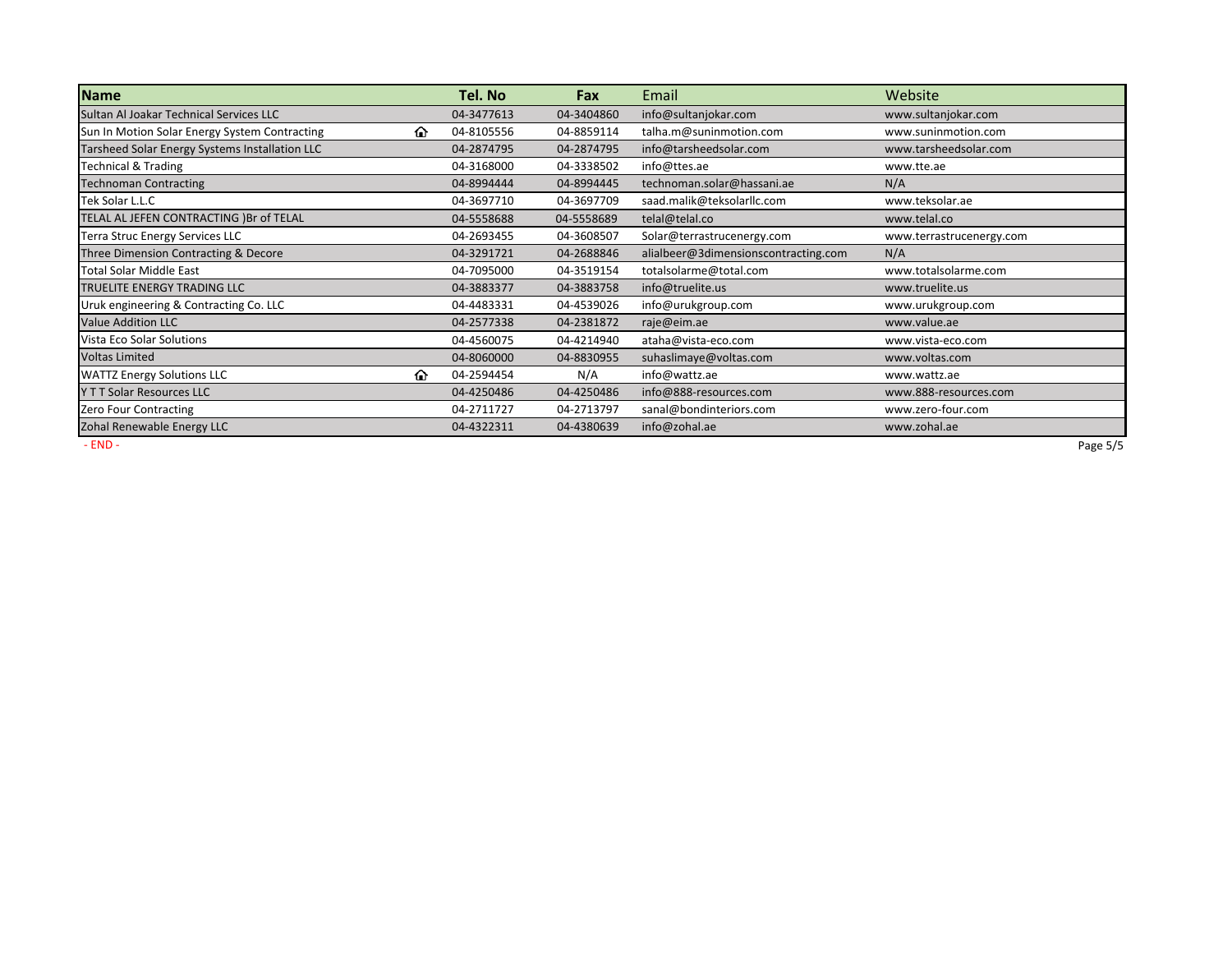| Name | | Tel. No | Fax | Email | Website |
|---|---|---|---|---|---|
| Sultan Al Joakar Technical Services LLC | | 04-3477613 | 04-3404860 | info@sultanjokar.com | www.sultanjokar.com |
| Sun In Motion Solar Energy System Contracting | 🏠 | 04-8105556 | 04-8859114 | talha.m@suninmotion.com | www.suninmotion.com |
| Tarsheed Solar Energy Systems Installation LLC | | 04-2874795 | 04-2874795 | info@tarsheedsolar.com | www.tarsheedsolar.com |
| Technical & Trading | | 04-3168000 | 04-3338502 | info@ttes.ae | www.tte.ae |
| Technoman Contracting | | 04-8994444 | 04-8994445 | technoman.solar@hassani.ae | N/A |
| Tek Solar L.L.C | | 04-3697710 | 04-3697709 | saad.malik@teksolarllc.com | www.teksolar.ae |
| TELAL AL JEFEN CONTRACTING )Br of TELAL | | 04-5558688 | 04-5558689 | telal@telal.co | www.telal.co |
| Terra Struc Energy Services LLC | | 04-2693455 | 04-3608507 | Solar@terrastrucenergy.com | www.terrastrucenergy.com |
| Three Dimension Contracting & Decore | | 04-3291721 | 04-2688846 | alialbeer@3dimensionscontracting.com | N/A |
| Total Solar Middle East | | 04-7095000 | 04-3519154 | totalsolarme@total.com | www.totalsolarme.com |
| TRUELITE ENERGY TRADING LLC | | 04-3883377 | 04-3883758 | info@truelite.us | www.truelite.us |
| Uruk engineering & Contracting Co. LLC | | 04-4483331 | 04-4539026 | info@urukgroup.com | www.urukgroup.com |
| Value Addition LLC | | 04-2577338 | 04-2381872 | raje@eim.ae | www.value.ae |
| Vista Eco Solar Solutions | | 04-4560075 | 04-4214940 | ataha@vista-eco.com | www.vista-eco.com |
| Voltas Limited | | 04-8060000 | 04-8830955 | suhaslimaye@voltas.com | www.voltas.com |
| WATTZ Energy Solutions LLC | 🏠 | 04-2594454 | N/A | info@wattz.ae | www.wattz.ae |
| Y T T Solar Resources LLC | | 04-4250486 | 04-4250486 | info@888-resources.com | www.888-resources.com |
| Zero Four Contracting | | 04-2711727 | 04-2713797 | sanal@bondinteriors.com | www.zero-four.com |
| Zohal Renewable Energy LLC | | 04-4322311 | 04-4380639 | info@zohal.ae | www.zohal.ae |

- END -